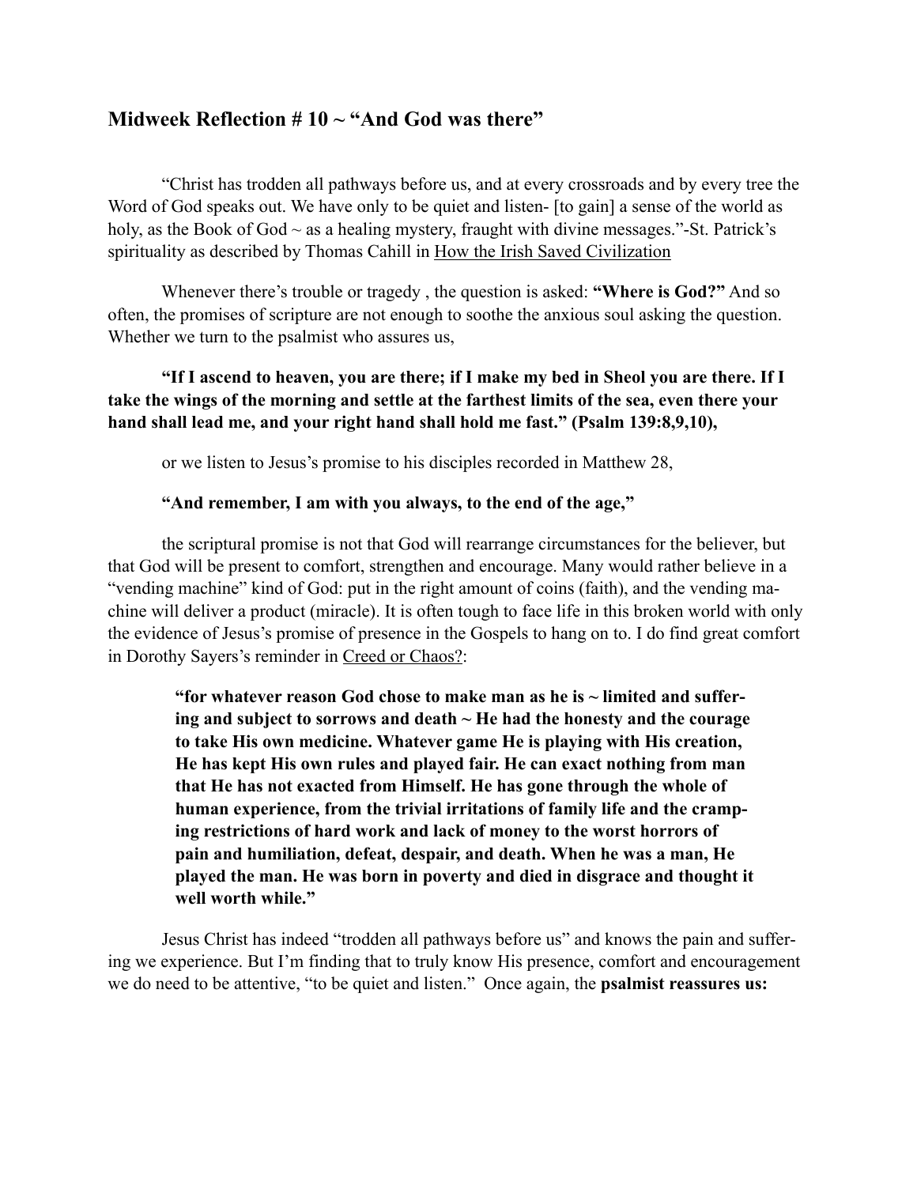## Midweek Reflection # 10 ~ "And God was there"

"Christ has trodden all pathways before us, and at every crossroads and by every tree the Word of God speaks out. We have only to be quiet and listen- [to gain] a sense of the world as holy, as the Book of God ~ as a healing mystery, fraught with divine messages."-St. Patrick's spirituality as described by Thomas Cahill in <u>How the Irish Saved Civilization</u>

Whenever there's trouble or tragedy , the question is asked: **"Where is God?"** And so often, the promises of scripture are not enough to soothe the anxious soul asking the question. Whether we turn to the psalmist who assures us,

**"If I ascend to heaven, you are there; if I make my bed in Sheol you are there. If I take the wings of the morning and settle at the farthest limits of the sea, even there your hand shall lead me, and your right hand shall hold me fast." (Psalm 139:8,9,10),**

or we listen to Jesus's promise to his disciples recorded in Matthew 28,

**"And remember, I am with you always, to the end of the age,"**

the scriptural promise is not that God will rearrange circumstances for the believer, but that God will be present to comfort, strengthen and encourage. Many would rather believe in a "vending machine" kind of God: put in the right amount of coins (faith), and the vending machine will deliver a product (miracle). It is often tough to face life in this broken world with only the evidence of Jesus's promise of presence in the Gospels to hang on to. I do find great comfort in Dorothy Sayers's reminder in <u>Creed or Chaos?</u>:

> **"for whatever reason God chose to make man as he is ~ limited and suffering and subject to sorrows and death ~ He had the honesty and the courage to take His own medicine. Whatever game He is playing with His creation, He has kept His own rules and played fair. He can exact nothing from man that He has not exacted from Himself. He has gone through the whole of human experience, from the trivial irritations of family life and the cramping restrictions of hard work and lack of money to the worst horrors of pain and humiliation, defeat, despair, and death. When he was a man, He played the man. He was born in poverty and died in disgrace and thought it well worth while."**

Jesus Christ has indeed "trodden all pathways before us" and knows the pain and suffering we experience. But I'm finding that to truly know His presence, comfort and encouragement we do need to be attentive, "to be quiet and listen." Once again, the **psalmist reassures us:**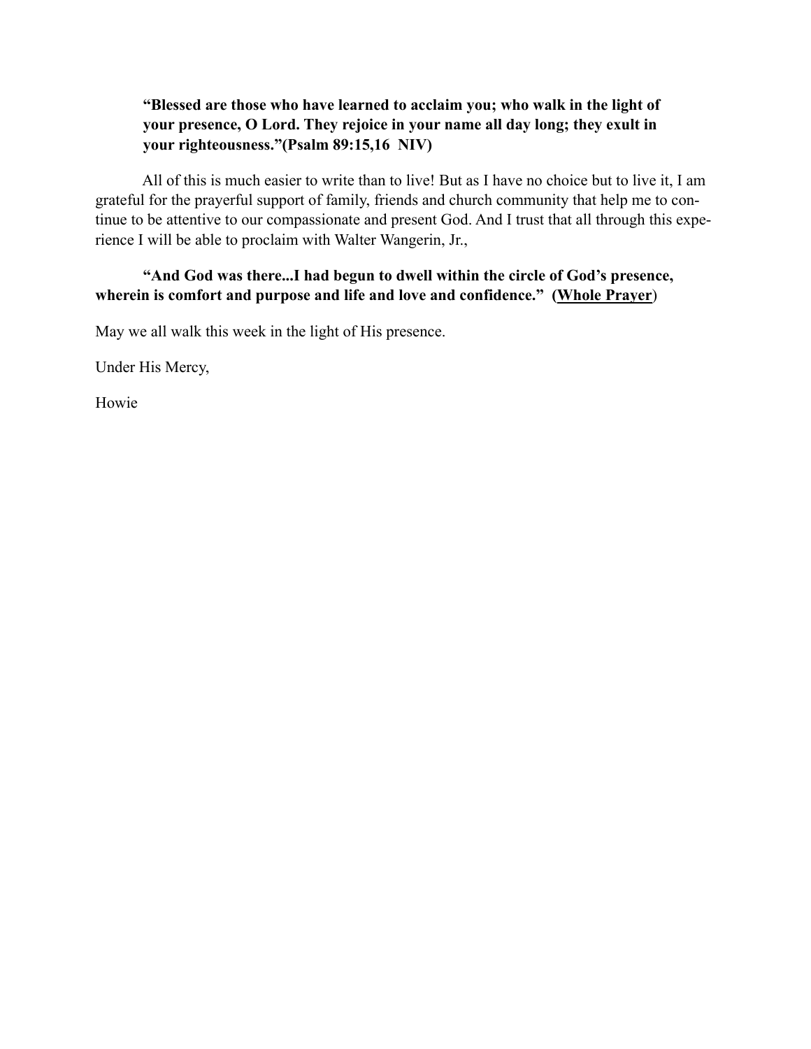**"Blessed are those who have learned to acclaim you; who walk in the light of your presence, O Lord. They rejoice in your name all day long; they exult in your righteousness."(Psalm 89:15,16 NIV)**

All of this is much easier to write than to live! But as I have no choice but to live it, I am grateful for the prayerful support of family, friends and church community that help me to continue to be attentive to our compassionate and present God. And I trust that all through this experience I will be able to proclaim with Walter Wangerin, Jr.,

**"And God was there...I had begun to dwell within the circle of God's presence, wherein is comfort and purpose and life and love and confidence." (Whole Prayer)**

May we all walk this week in the light of His presence.

Under His Mercy,

Howie